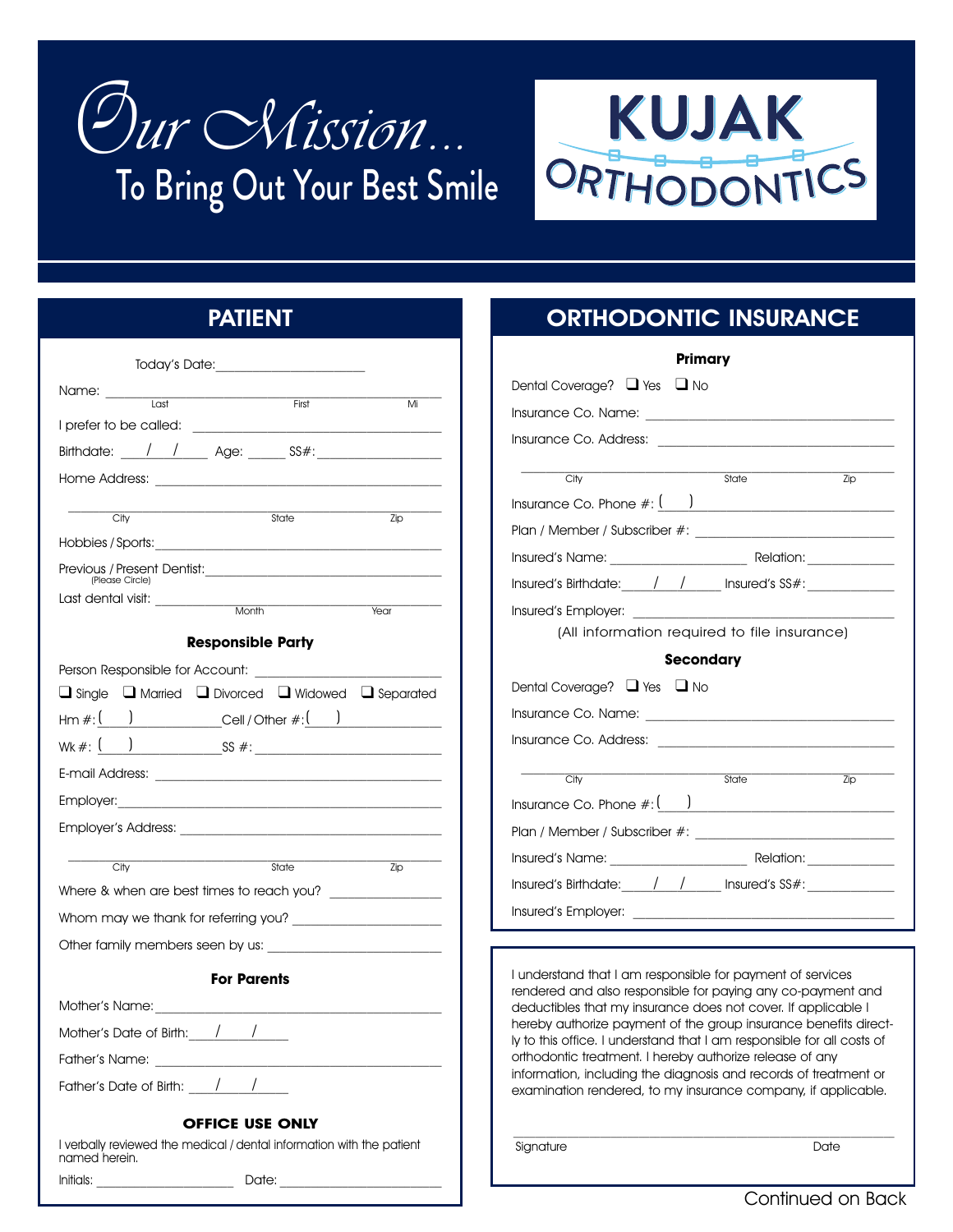# Our Mission...

## To Bring Out Your Best Smile

**KUJAK ORTHODONTICS**

## PATIENT

Today's Date: ____________________

Name: ______________________________________________
Last First Mi

I prefer to be called: ______________________________

Birthdate: ___/___/____ Age: _____ SS#: ______________

Home Address: ______________________________________

______________________________________________
City State Zip

Hobbies / Sports: ___________________________________

Previous / Present Dentist: ___________________________
(Please Circle)

Last dental visit: ___________________________________
Month Year

### Responsible Party

Person Responsible for Account: _______________________

❑ Single ❑ Married ❑ Divorced ❑ Widowed ❑ Separated

Hm #: (   ) ______________ Cell / Other #: (   ) ______________

Wk #: (   ) ______________ SS #: ______________________

E-mail Address: _____________________________________

Employer: __________________________________________

Employer's Address: __________________________________

______________________________________________
City State Zip

Where & when are best times to reach you? ______________

Whom may we thank for referring you? __________________

Other family members seen by us: ______________________

### For Parents

Mother's Name: ______________________________________

Mother's Date of Birth: ___/___/____

Father's Name: _______________________________________

Father's Date of Birth: ___/___/____

### OFFICE USE ONLY

I verbally reviewed the medical / dental information with the patient named herein.

Initials: ____________________ Date: ____________________

## ORTHODONTIC INSURANCE

### Primary

Dental Coverage? ❑ Yes ❑ No

Insurance Co. Name: _________________________________

Insurance Co. Address: _______________________________

______________________________________________
City State Zip

Insurance Co. Phone #: (   ) ___________________________

Plan / Member / Subscriber #: __________________________

Insured's Name: ____________________ Relation: __________

Insured's Birthdate: ___/___/____ Insured's SS#: __________

Insured's Employer: __________________________________

(All information required to file insurance)

### Secondary

Dental Coverage? ❑ Yes ❑ No

Insurance Co. Name: _________________________________

Insurance Co. Address: _______________________________

______________________________________________
City State Zip

Insurance Co. Phone #: (   ) ___________________________

Plan / Member / Subscriber #: __________________________

Insured's Name: ____________________ Relation: __________

Insured's Birthdate: ___/___/____ Insured's SS#: __________

Insured's Employer: __________________________________

I understand that I am responsible for payment of services rendered and also responsible for paying any co-payment and deductibles that my insurance does not cover. If applicable I hereby authorize payment of the group insurance benefits directly to this office. I understand that I am responsible for all costs of orthodontic treatment. I hereby authorize release of any information, including the diagnosis and records of treatment or examination rendered, to my insurance company, if applicable.

______________________________________________
Signature Date

Continued on Back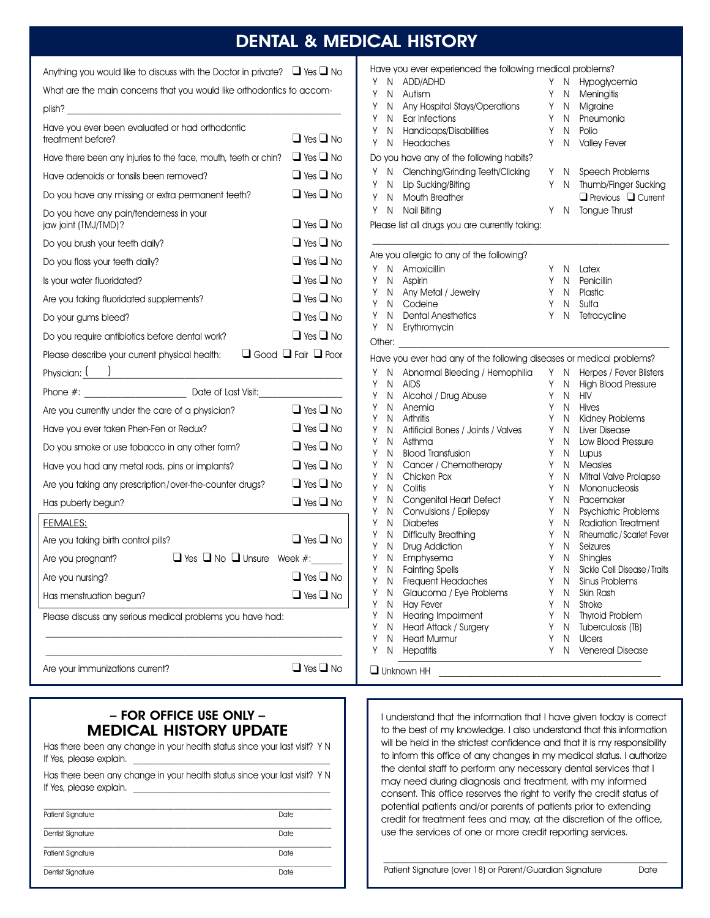# DENTAL & MEDICAL HISTORY

Anything you would like to discuss with the Doctor in private? ❑ Yes ❑ No

What are the main concerns that you would like orthodontics to accomplish? \_\_\_\_\_\_\_\_\_\_\_\_\_\_\_\_\_\_\_\_\_\_\_\_\_\_\_\_\_\_\_\_\_\_\_\_

| | |
|---|---|
| Have you ever been evaluated or had orthodontic treatment before? | ❑ Yes ❑ No |
| Have there been any injuries to the face, mouth, teeth or chin? | ❑ Yes ❑ No |
| Have adenoids or tonsils been removed? | ❑ Yes ❑ No |
| Do you have any missing or extra permanent teeth? | ❑ Yes ❑ No |
| Do you have any pain/tenderness in your jaw joint (TMJ/TMD)? | ❑ Yes ❑ No |
| Do you brush your teeth daily? | ❑ Yes ❑ No |
| Do you floss your teeth daily? | ❑ Yes ❑ No |
| Is your water fluoridated? | ❑ Yes ❑ No |
| Are you taking fluoridated supplements? | ❑ Yes ❑ No |
| Do your gums bleed? | ❑ Yes ❑ No |
| Do you require antibiotics before dental work? | ❑ Yes ❑ No |
| Please describe your current physical health: | ❑ Good ❑ Fair ❑ Poor |

Physician: ( ) \_\_\_\_\_\_\_\_\_\_\_\_\_\_\_\_\_\_\_\_\_\_\_\_\_\_\_\_\_\_\_\_

Phone #: \_\_\_\_\_\_\_\_\_\_\_\_\_\_\_\_\_\_ Date of Last Visit: \_\_\_\_\_\_\_\_\_\_\_\_\_\_\_\_

| | |
|---|---|
| Are you currently under the care of a physician? | ❑ Yes ❑ No |
| Have you ever taken Phen-Fen or Redux? | ❑ Yes ❑ No |
| Do you smoke or use tobacco in any other form? | ❑ Yes ❑ No |
| Have you had any metal rods, pins or implants? | ❑ Yes ❑ No |
| Are you taking any prescription/over-the-counter drugs? | ❑ Yes ❑ No |
| Has puberty begun? | ❑ Yes ❑ No |

**FEMALES:**

| | |
|---|---|
| Are you taking birth control pills? | ❑ Yes ❑ No |
| Are you pregnant? | ❑ Yes ❑ No ❑ Unsure Week #: \_\_\_\_\_\_ |
| Are you nursing? | ❑ Yes ❑ No |
| Has menstruation begun? | ❑ Yes ❑ No |

Please discuss any serious medical problems you have had:

\_\_\_\_\_\_\_\_\_\_\_\_\_\_\_\_\_\_\_\_\_\_\_\_\_\_\_\_\_\_\_\_\_\_\_\_\_\_\_\_\_\_\_\_

\_\_\_\_\_\_\_\_\_\_\_\_\_\_\_\_\_\_\_\_\_\_\_\_\_\_\_\_\_\_\_\_\_\_\_\_\_\_\_\_\_\_\_\_

Are your immunizations current? ❑ Yes ❑ No

Have you ever experienced the following medical problems?

| | |
|---|---|
| Y N ADD/ADHD | Y N Hypoglycemia |
| Y N Autism | Y N Meningitis |
| Y N Any Hospital Stays/Operations | Y N Migraine |
| Y N Ear Infections | Y N Pneumonia |
| Y N Handicaps/Disabilities | Y N Polio |
| Y N Headaches | Y N Valley Fever |

Do you have any of the following habits?

| | |
|---|---|
| Y N Clenching/Grinding Teeth/Clicking | Y N Speech Problems |
| Y N Lip Sucking/Biting | Y N Thumb/Finger Sucking |
| Y N Mouth Breather | ❑ Previous ❑ Current |
| Y N Nail Biting | Y N Tongue Thrust |

Please list all drugs you are currently taking:

\_\_\_\_\_\_\_\_\_\_\_\_\_\_\_\_\_\_\_\_\_\_\_\_\_\_\_\_\_\_\_\_\_\_\_\_\_\_\_\_\_\_\_\_

Are you allergic to any of the following?

| | |
|---|---|
| Y N Amoxicillin | Y N Latex |
| Y N Aspirin | Y N Penicillin |
| Y N Any Metal / Jewelry | Y N Plastic |
| Y N Codeine | Y N Sulfa |
| Y N Dental Anesthetics | Y N Tetracycline |
| Y N Erythromycin | |

Other: \_\_\_\_\_\_\_\_\_\_\_\_\_\_\_\_\_\_\_\_\_\_\_\_\_\_\_\_\_\_\_\_\_\_\_\_\_\_\_\_

Have you ever had any of the following diseases or medical problems?

| | |
|---|---|
| Y N Abnormal Bleeding / Hemophilia | Y N Herpes / Fever Blisters |
| Y N AIDS | Y N High Blood Pressure |
| Y N Alcohol / Drug Abuse | Y N HIV |
| Y N Anemia | Y N Hives |
| Y N Arthritis | Y N Kidney Problems |
| Y N Artificial Bones / Joints / Valves | Y N Liver Disease |
| Y N Asthma | Y N Low Blood Pressure |
| Y N Blood Transfusion | Y N Lupus |
| Y N Cancer / Chemotherapy | Y N Measles |
| Y N Chicken Pox | Y N Mitral Valve Prolapse |
| Y N Colitis | Y N Mononucleosis |
| Y N Congenital Heart Defect | Y N Pacemaker |
| Y N Convulsions / Epilepsy | Y N Psychiatric Problems |
| Y N Diabetes | Y N Radiation Treatment |
| Y N Difficulty Breathing | Y N Rheumatic / Scarlet Fever |
| Y N Drug Addiction | Y N Seizures |
| Y N Emphysema | Y N Shingles |
| Y N Fainting Spells | Y N Sickle Cell Disease / Traits |
| Y N Frequent Headaches | Y N Sinus Problems |
| Y N Glaucoma / Eye Problems | Y N Skin Rash |
| Y N Hay Fever | Y N Stroke |
| Y N Hearing Impairment | Y N Thyroid Problem |
| Y N Heart Attack / Surgery | Y N Tuberculosis (TB) |
| Y N Heart Murmur | Y N Ulcers |
| Y N Hepatitis | Y N Venereal Disease |

❑ Unknown HH \_\_\_\_\_\_\_\_\_\_\_\_\_\_\_\_\_\_\_\_\_\_\_\_\_\_\_\_\_\_\_\_\_\_\_\_

## – FOR OFFICE USE ONLY –
## MEDICAL HISTORY UPDATE

Has there been any change in your health status since your last visit? Y N
If Yes, please explain. \_\_\_\_\_\_\_\_\_\_\_\_\_\_\_\_\_\_\_\_\_\_\_\_\_\_\_\_\_\_\_\_

Has there been any change in your health status since your last visit? Y N
If Yes, please explain. \_\_\_\_\_\_\_\_\_\_\_\_\_\_\_\_\_\_\_\_\_\_\_\_\_\_\_\_\_\_\_\_

| | |
|---|---|
| Patient Signature | Date |
| Dentist Signature | Date |
| Patient Signature | Date |
| Dentist Signature | Date |

I understand that the information that I have given today is correct to the best of my knowledge. I also understand that this information will be held in the strictest confidence and that it is my responsibility to inform this office of any changes in my medical status. I authorize the dental staff to perform any necessary dental services that I may need during diagnosis and treatment, with my informed consent. This office reserves the right to verify the credit status of potential patients and/or parents of patients prior to extending credit for treatment fees and may, at the discretion of the office, use the services of one or more credit reporting services.

\_\_\_\_\_\_\_\_\_\_\_\_\_\_\_\_\_\_\_\_\_\_\_\_\_\_\_\_\_\_\_\_\_\_\_\_\_\_\_\_\_\_\_\_

Patient Signature (over 18) or Parent/Guardian Signature Date